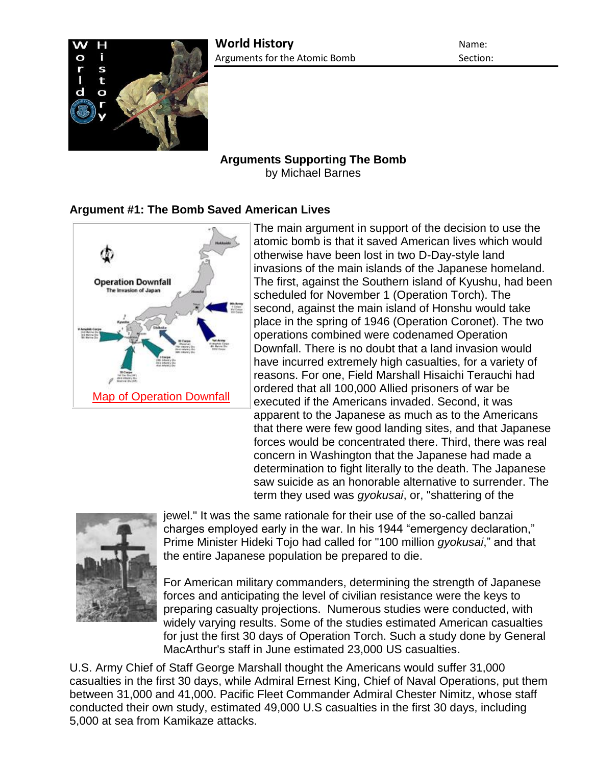**World History**
Arguments for the Atomic Bomb

Name:
Section:

## Arguments Supporting The Bomb
by Michael Barnes

### Argument #1: The Bomb Saved American Lives

Map of Operation Downfall

The main argument in support of the decision to use the atomic bomb is that it saved American lives which would otherwise have been lost in two D-Day-style land invasions of the main islands of the Japanese homeland. The first, against the Southern island of Kyushu, had been scheduled for November 1 (Operation Torch). The second, against the main island of Honshu would take place in the spring of 1946 (Operation Coronet). The two operations combined were codenamed Operation Downfall. There is no doubt that a land invasion would have incurred extremely high casualties, for a variety of reasons. For one, Field Marshall Hisaichi Terauchi had ordered that all 100,000 Allied prisoners of war be executed if the Americans invaded. Second, it was apparent to the Japanese as much as to the Americans that there were few good landing sites, and that Japanese forces would be concentrated there. Third, there was real concern in Washington that the Japanese had made a determination to fight literally to the death. The Japanese saw suicide as an honorable alternative to surrender. The term they used was *gyokusai*, or, "shattering of the jewel." It was the same rationale for their use of the so-called banzai charges employed early in the war. In his 1944 "emergency declaration," Prime Minister Hideki Tojo had called for "100 million *gyokusai*," and that the entire Japanese population be prepared to die.

For American military commanders, determining the strength of Japanese forces and anticipating the level of civilian resistance were the keys to preparing casualty projections. Numerous studies were conducted, with widely varying results. Some of the studies estimated American casualties for just the first 30 days of Operation Torch. Such a study done by General MacArthur's staff in June estimated 23,000 US casualties.

U.S. Army Chief of Staff George Marshall thought the Americans would suffer 31,000 casualties in the first 30 days, while Admiral Ernest King, Chief of Naval Operations, put them between 31,000 and 41,000. Pacific Fleet Commander Admiral Chester Nimitz, whose staff conducted their own study, estimated 49,000 U.S casualties in the first 30 days, including 5,000 at sea from Kamikaze attacks.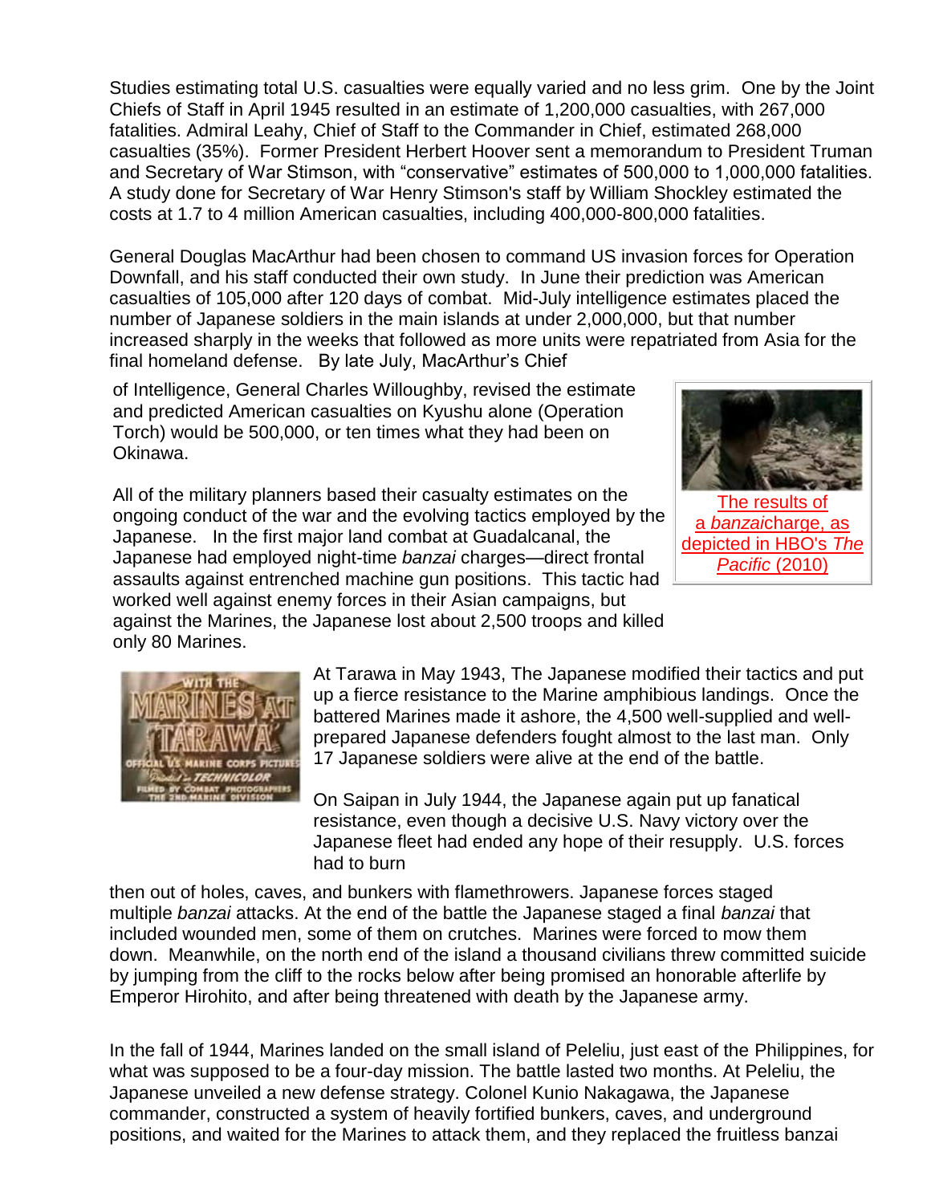Studies estimating total U.S. casualties were equally varied and no less grim. One by the Joint Chiefs of Staff in April 1945 resulted in an estimate of 1,200,000 casualties, with 267,000 fatalities. Admiral Leahy, Chief of Staff to the Commander in Chief, estimated 268,000 casualties (35%). Former President Herbert Hoover sent a memorandum to President Truman and Secretary of War Stimson, with "conservative" estimates of 500,000 to 1,000,000 fatalities. A study done for Secretary of War Henry Stimson's staff by William Shockley estimated the costs at 1.7 to 4 million American casualties, including 400,000-800,000 fatalities.

General Douglas MacArthur had been chosen to command US invasion forces for Operation Downfall, and his staff conducted their own study. In June their prediction was American casualties of 105,000 after 120 days of combat. Mid-July intelligence estimates placed the number of Japanese soldiers in the main islands at under 2,000,000, but that number increased sharply in the weeks that followed as more units were repatriated from Asia for the final homeland defense. By late July, MacArthur's Chief of Intelligence, General Charles Willoughby, revised the estimate and predicted American casualties on Kyushu alone (Operation Torch) would be 500,000, or ten times what they had been on Okinawa.

The results of a *banzai*charge, as depicted in HBO's *The Pacific* (2010)

All of the military planners based their casualty estimates on the ongoing conduct of the war and the evolving tactics employed by the Japanese. In the first major land combat at Guadalcanal, the Japanese had employed night-time *banzai* charges—direct frontal assaults against entrenched machine gun positions. This tactic had worked well against enemy forces in their Asian campaigns, but against the Marines, the Japanese lost about 2,500 troops and killed only 80 Marines.

At Tarawa in May 1943, The Japanese modified their tactics and put up a fierce resistance to the Marine amphibious landings. Once the battered Marines made it ashore, the 4,500 well-supplied and well-prepared Japanese defenders fought almost to the last man. Only 17 Japanese soldiers were alive at the end of the battle.

On Saipan in July 1944, the Japanese again put up fanatical resistance, even though a decisive U.S. Navy victory over the Japanese fleet had ended any hope of their resupply. U.S. forces had to burn then out of holes, caves, and bunkers with flamethrowers. Japanese forces staged multiple *banzai* attacks. At the end of the battle the Japanese staged a final *banzai* that included wounded men, some of them on crutches. Marines were forced to mow them down. Meanwhile, on the north end of the island a thousand civilians threw committed suicide by jumping from the cliff to the rocks below after being promised an honorable afterlife by Emperor Hirohito, and after being threatened with death by the Japanese army.

In the fall of 1944, Marines landed on the small island of Peleliu, just east of the Philippines, for what was supposed to be a four-day mission. The battle lasted two months. At Peleliu, the Japanese unveiled a new defense strategy. Colonel Kunio Nakagawa, the Japanese commander, constructed a system of heavily fortified bunkers, caves, and underground positions, and waited for the Marines to attack them, and they replaced the fruitless banzai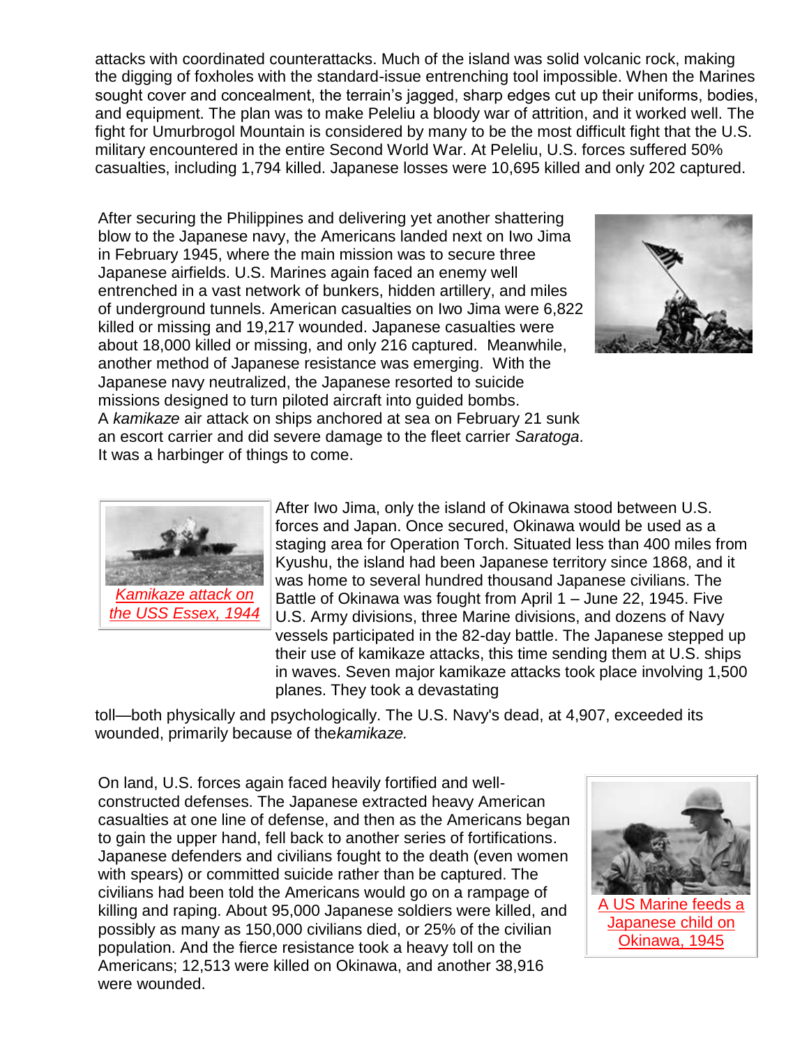attacks with coordinated counterattacks. Much of the island was solid volcanic rock, making the digging of foxholes with the standard-issue entrenching tool impossible. When the Marines sought cover and concealment, the terrain's jagged, sharp edges cut up their uniforms, bodies, and equipment. The plan was to make Peleliu a bloody war of attrition, and it worked well. The fight for Umurbrogol Mountain is considered by many to be the most difficult fight that the U.S. military encountered in the entire Second World War. At Peleliu, U.S. forces suffered 50% casualties, including 1,794 killed. Japanese losses were 10,695 killed and only 202 captured.

After securing the Philippines and delivering yet another shattering blow to the Japanese navy, the Americans landed next on Iwo Jima in February 1945, where the main mission was to secure three Japanese airfields. U.S. Marines again faced an enemy well entrenched in a vast network of bunkers, hidden artillery, and miles of underground tunnels. American casualties on Iwo Jima were 6,822 killed or missing and 19,217 wounded. Japanese casualties were about 18,000 killed or missing, and only 216 captured. Meanwhile, another method of Japanese resistance was emerging. With the Japanese navy neutralized, the Japanese resorted to suicide missions designed to turn piloted aircraft into guided bombs. A *kamikaze* air attack on ships anchored at sea on February 21 sunk an escort carrier and did severe damage to the fleet carrier *Saratoga*. It was a harbinger of things to come.

Kamikaze attack on the USS Essex, 1944

After Iwo Jima, only the island of Okinawa stood between U.S. forces and Japan. Once secured, Okinawa would be used as a staging area for Operation Torch. Situated less than 400 miles from Kyushu, the island had been Japanese territory since 1868, and it was home to several hundred thousand Japanese civilians. The Battle of Okinawa was fought from April 1 – June 22, 1945. Five U.S. Army divisions, three Marine divisions, and dozens of Navy vessels participated in the 82-day battle. The Japanese stepped up their use of kamikaze attacks, this time sending them at U.S. ships in waves. Seven major kamikaze attacks took place involving 1,500 planes. They took a devastating toll—both physically and psychologically. The U.S. Navy's dead, at 4,907, exceeded its wounded, primarily because of the*kamikaze*.

On land, U.S. forces again faced heavily fortified and well-constructed defenses. The Japanese extracted heavy American casualties at one line of defense, and then as the Americans began to gain the upper hand, fell back to another series of fortifications. Japanese defenders and civilians fought to the death (even women with spears) or committed suicide rather than be captured. The civilians had been told the Americans would go on a rampage of killing and raping. About 95,000 Japanese soldiers were killed, and possibly as many as 150,000 civilians died, or 25% of the civilian population. And the fierce resistance took a heavy toll on the Americans; 12,513 were killed on Okinawa, and another 38,916 were wounded.

A US Marine feeds a Japanese child on Okinawa, 1945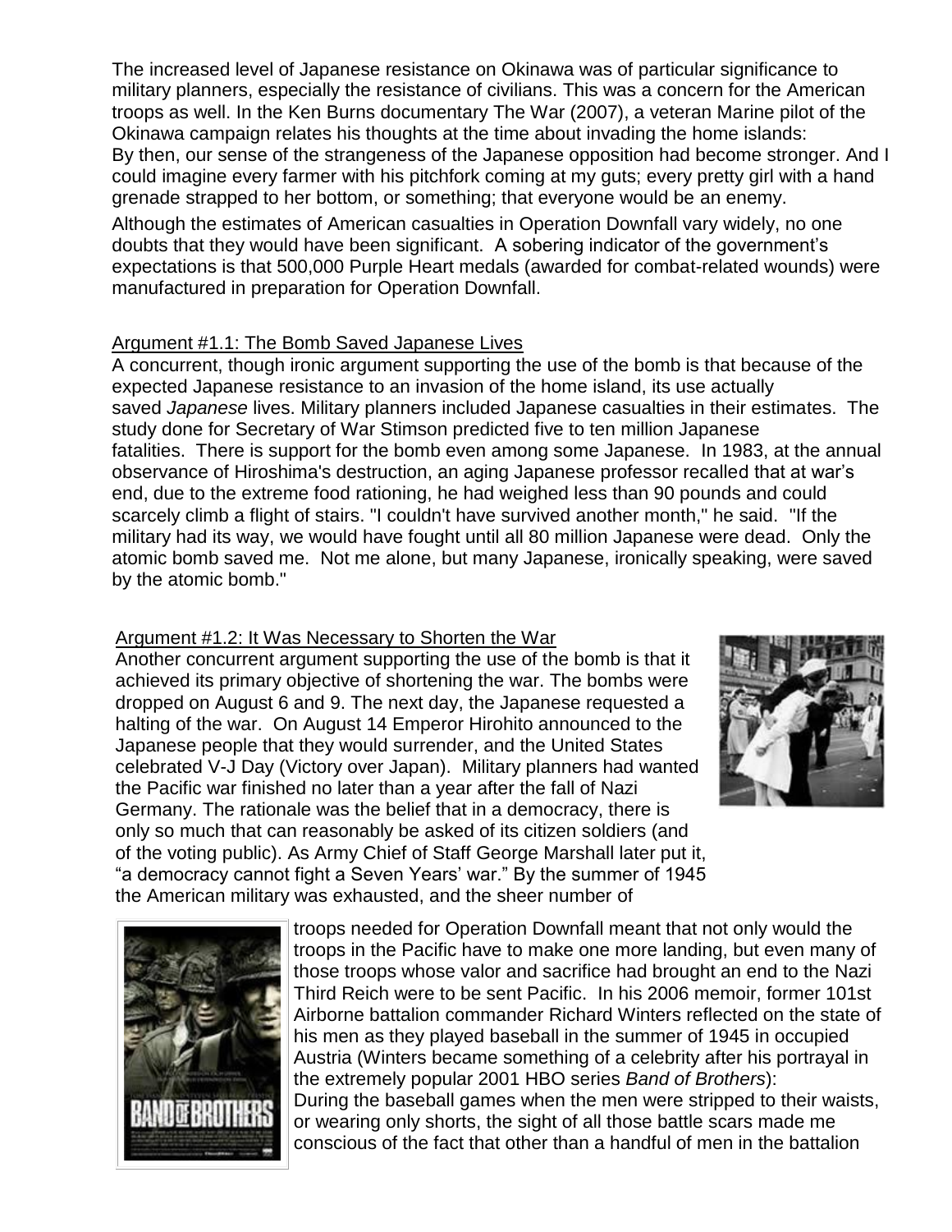The increased level of Japanese resistance on Okinawa was of particular significance to military planners, especially the resistance of civilians. This was a concern for the American troops as well. In the Ken Burns documentary The War (2007), a veteran Marine pilot of the Okinawa campaign relates his thoughts at the time about invading the home islands:

By then, our sense of the strangeness of the Japanese opposition had become stronger. And I could imagine every farmer with his pitchfork coming at my guts; every pretty girl with a hand grenade strapped to her bottom, or something; that everyone would be an enemy.

Although the estimates of American casualties in Operation Downfall vary widely, no one doubts that they would have been significant. A sobering indicator of the government's expectations is that 500,000 Purple Heart medals (awarded for combat-related wounds) were manufactured in preparation for Operation Downfall.

## Argument #1.1: The Bomb Saved Japanese Lives

A concurrent, though ironic argument supporting the use of the bomb is that because of the expected Japanese resistance to an invasion of the home island, its use actually saved *Japanese* lives. Military planners included Japanese casualties in their estimates. The study done for Secretary of War Stimson predicted five to ten million Japanese fatalities. There is support for the bomb even among some Japanese. In 1983, at the annual observance of Hiroshima's destruction, an aging Japanese professor recalled that at war's end, due to the extreme food rationing, he had weighed less than 90 pounds and could scarcely climb a flight of stairs. "I couldn't have survived another month," he said. "If the military had its way, we would have fought until all 80 million Japanese were dead. Only the atomic bomb saved me. Not me alone, but many Japanese, ironically speaking, were saved by the atomic bomb."

## Argument #1.2: It Was Necessary to Shorten the War

Another concurrent argument supporting the use of the bomb is that it achieved its primary objective of shortening the war. The bombs were dropped on August 6 and 9. The next day, the Japanese requested a halting of the war. On August 14 Emperor Hirohito announced to the Japanese people that they would surrender, and the United States celebrated V-J Day (Victory over Japan). Military planners had wanted the Pacific war finished no later than a year after the fall of Nazi Germany. The rationale was the belief that in a democracy, there is only so much that can reasonably be asked of its citizen soldiers (and of the voting public). As Army Chief of Staff George Marshall later put it, "a democracy cannot fight a Seven Years' war." By the summer of 1945 the American military was exhausted, and the sheer number of troops needed for Operation Downfall meant that not only would the troops in the Pacific have to make one more landing, but even many of those troops whose valor and sacrifice had brought an end to the Nazi Third Reich were to be sent Pacific. In his 2006 memoir, former 101st Airborne battalion commander Richard Winters reflected on the state of his men as they played baseball in the summer of 1945 in occupied Austria (Winters became something of a celebrity after his portrayal in the extremely popular 2001 HBO series *Band of Brothers*):

During the baseball games when the men were stripped to their waists, or wearing only shorts, the sight of all those battle scars made me conscious of the fact that other than a handful of men in the battalion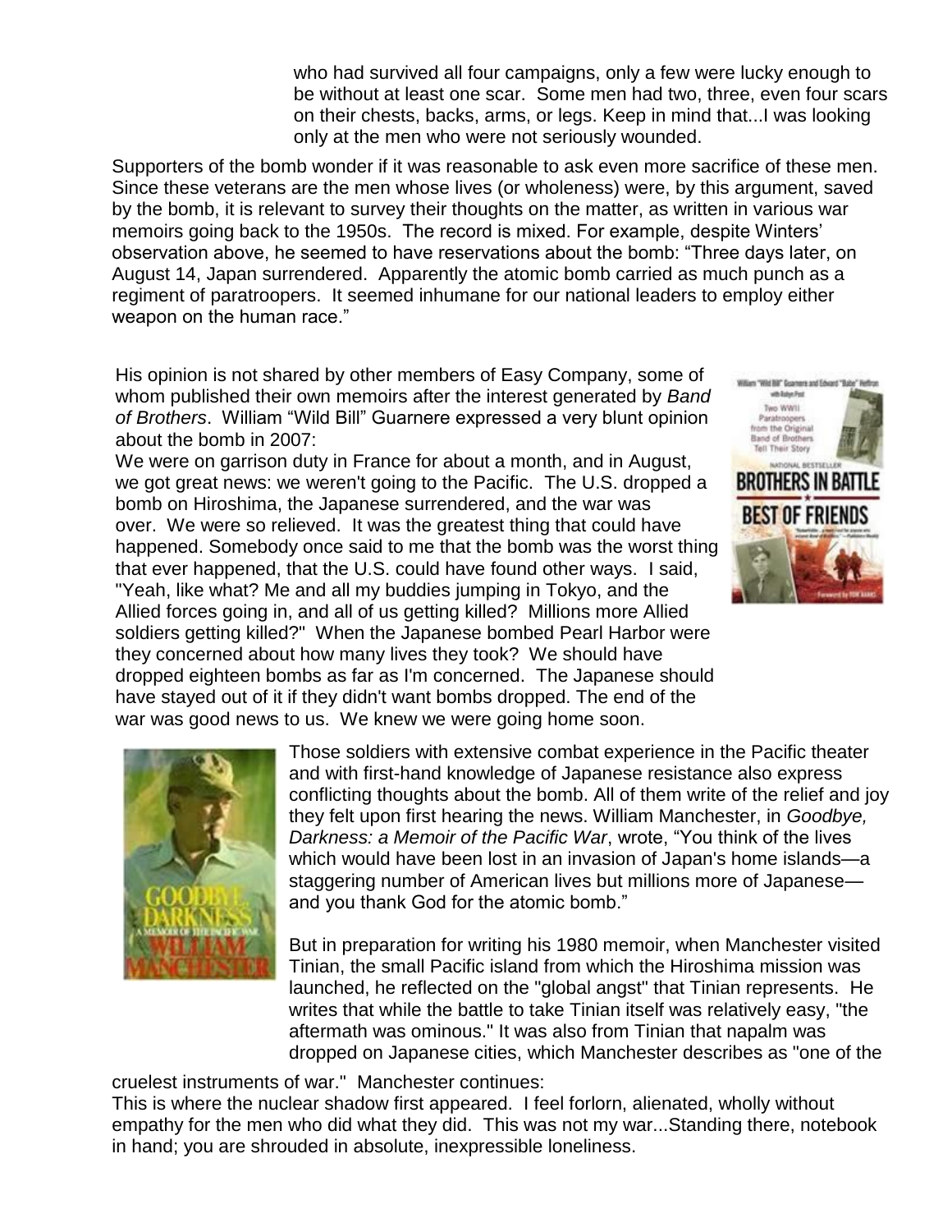> who had survived all four campaigns, only a few were lucky enough to be without at least one scar. Some men had two, three, even four scars on their chests, backs, arms, or legs. Keep in mind that...I was looking only at the men who were not seriously wounded.

Supporters of the bomb wonder if it was reasonable to ask even more sacrifice of these men. Since these veterans are the men whose lives (or wholeness) were, by this argument, saved by the bomb, it is relevant to survey their thoughts on the matter, as written in various war memoirs going back to the 1950s. The record is mixed. For example, despite Winters' observation above, he seemed to have reservations about the bomb: "Three days later, on August 14, Japan surrendered. Apparently the atomic bomb carried as much punch as a regiment of paratroopers. It seemed inhumane for our national leaders to employ either weapon on the human race."

His opinion is not shared by other members of Easy Company, some of whom published their own memoirs after the interest generated by *Band of Brothers*. William "Wild Bill" Guarnere expressed a very blunt opinion about the bomb in 2007:

> We were on garrison duty in France for about a month, and in August, we got great news: we weren't going to the Pacific. The U.S. dropped a bomb on Hiroshima, the Japanese surrendered, and the war was over. We were so relieved. It was the greatest thing that could have happened. Somebody once said to me that the bomb was the worst thing that ever happened, that the U.S. could have found other ways. I said, "Yeah, like what? Me and all my buddies jumping in Tokyo, and the Allied forces going in, and all of us getting killed? Millions more Allied soldiers getting killed?" When the Japanese bombed Pearl Harbor were they concerned about how many lives they took? We should have dropped eighteen bombs as far as I'm concerned. The Japanese should have stayed out of it if they didn't want bombs dropped. The end of the war was good news to us. We knew we were going home soon.

Those soldiers with extensive combat experience in the Pacific theater and with first-hand knowledge of Japanese resistance also express conflicting thoughts about the bomb. All of them write of the relief and joy they felt upon first hearing the news. William Manchester, in *Goodbye, Darkness: a Memoir of the Pacific War*, wrote, "You think of the lives which would have been lost in an invasion of Japan's home islands—a staggering number of American lives but millions more of Japanese—and you thank God for the atomic bomb."

But in preparation for writing his 1980 memoir, when Manchester visited Tinian, the small Pacific island from which the Hiroshima mission was launched, he reflected on the "global angst" that Tinian represents. He writes that while the battle to take Tinian itself was relatively easy, "the aftermath was ominous." It was also from Tinian that napalm was dropped on Japanese cities, which Manchester describes as "one of the cruelest instruments of war." Manchester continues:

> This is where the nuclear shadow first appeared. I feel forlorn, alienated, wholly without empathy for the men who did what they did. This was not my war...Standing there, notebook in hand; you are shrouded in absolute, inexpressible loneliness.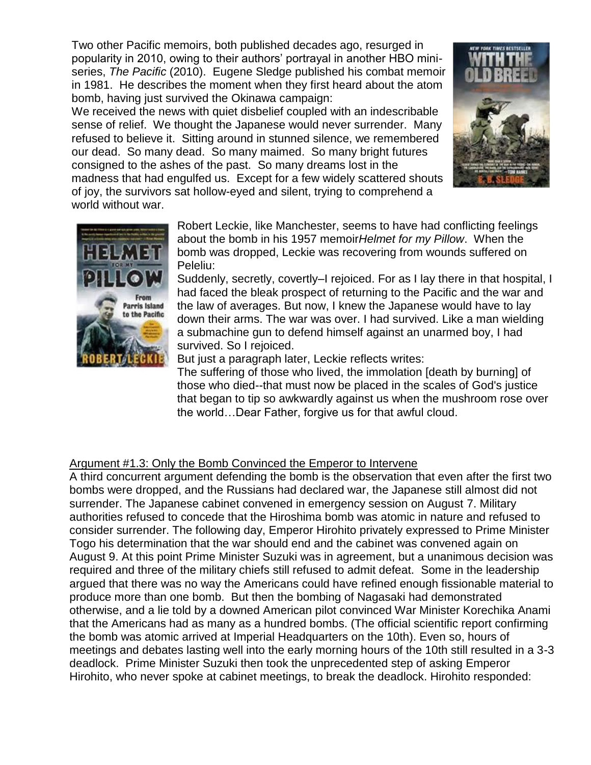Two other Pacific memoirs, both published decades ago, resurged in popularity in 2010, owing to their authors' portrayal in another HBO mini-series, *The Pacific* (2010). Eugene Sledge published his combat memoir in 1981. He describes the moment when they first heard about the atom bomb, having just survived the Okinawa campaign:

We received the news with quiet disbelief coupled with an indescribable sense of relief. We thought the Japanese would never surrender. Many refused to believe it. Sitting around in stunned silence, we remembered our dead. So many dead. So many maimed. So many bright futures consigned to the ashes of the past. So many dreams lost in the madness that had engulfed us. Except for a few widely scattered shouts of joy, the survivors sat hollow-eyed and silent, trying to comprehend a world without war.

Robert Leckie, like Manchester, seems to have had conflicting feelings about the bomb in his 1957 memoir*Helmet for my Pillow*. When the bomb was dropped, Leckie was recovering from wounds suffered on Peleliu:

Suddenly, secretly, covertly–I rejoiced. For as I lay there in that hospital, I had faced the bleak prospect of returning to the Pacific and the war and the law of averages. But now, I knew the Japanese would have to lay down their arms. The war was over. I had survived. Like a man wielding a submachine gun to defend himself against an unarmed boy, I had survived. So I rejoiced.

But just a paragraph later, Leckie reflects writes:

The suffering of those who lived, the immolation [death by burning] of those who died--that must now be placed in the scales of God's justice that began to tip so awkwardly against us when the mushroom rose over the world…Dear Father, forgive us for that awful cloud.

Argument #1.3: Only the Bomb Convinced the Emperor to Intervene

A third concurrent argument defending the bomb is the observation that even after the first two bombs were dropped, and the Russians had declared war, the Japanese still almost did not surrender. The Japanese cabinet convened in emergency session on August 7. Military authorities refused to concede that the Hiroshima bomb was atomic in nature and refused to consider surrender. The following day, Emperor Hirohito privately expressed to Prime Minister Togo his determination that the war should end and the cabinet was convened again on August 9. At this point Prime Minister Suzuki was in agreement, but a unanimous decision was required and three of the military chiefs still refused to admit defeat. Some in the leadership argued that there was no way the Americans could have refined enough fissionable material to produce more than one bomb. But then the bombing of Nagasaki had demonstrated otherwise, and a lie told by a downed American pilot convinced War Minister Korechika Anami that the Americans had as many as a hundred bombs. (The official scientific report confirming the bomb was atomic arrived at Imperial Headquarters on the 10th). Even so, hours of meetings and debates lasting well into the early morning hours of the 10th still resulted in a 3-3 deadlock. Prime Minister Suzuki then took the unprecedented step of asking Emperor Hirohito, who never spoke at cabinet meetings, to break the deadlock. Hirohito responded: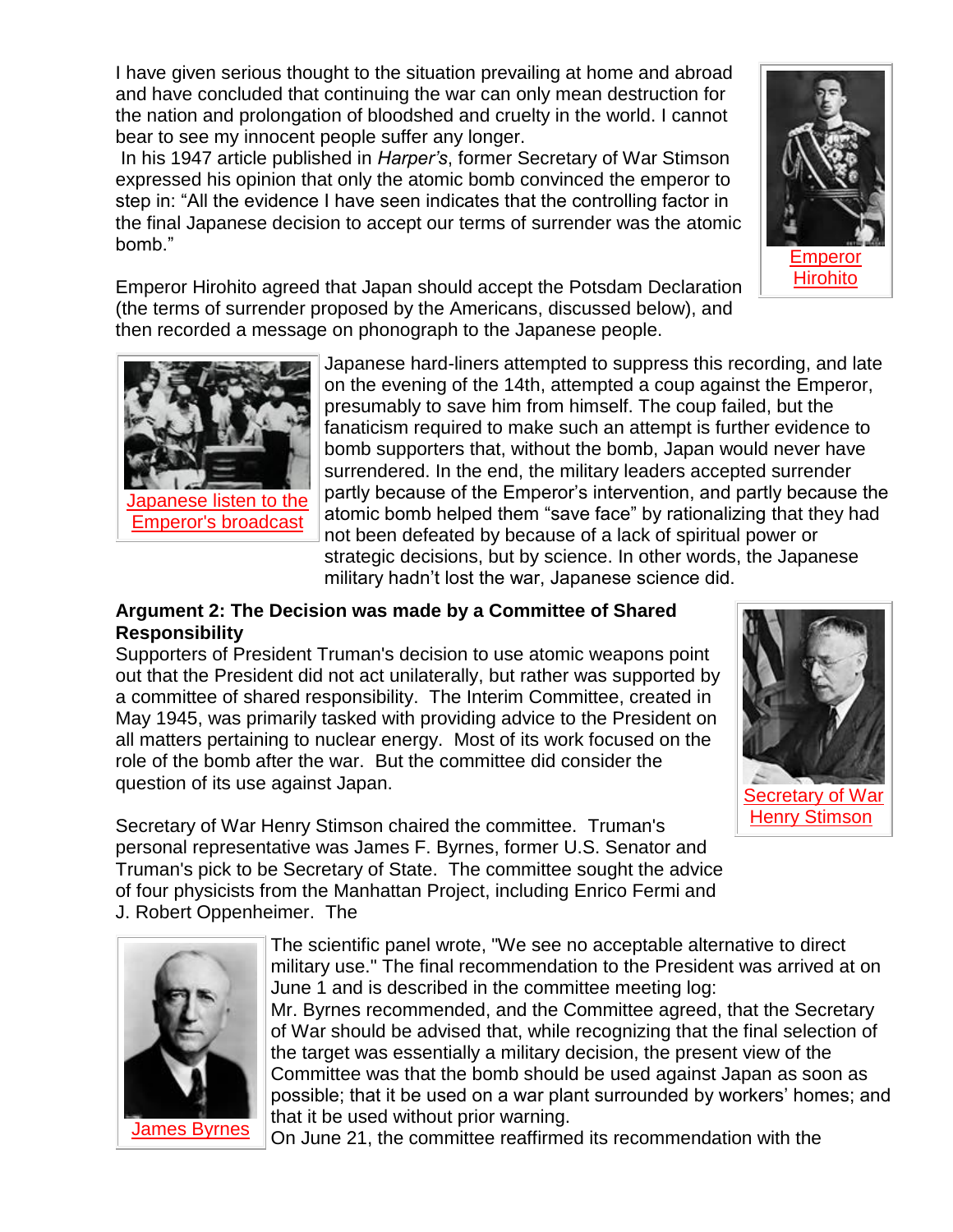I have given serious thought to the situation prevailing at home and abroad and have concluded that continuing the war can only mean destruction for the nation and prolongation of bloodshed and cruelty in the world. I cannot bear to see my innocent people suffer any longer.

In his 1947 article published in *Harper's*, former Secretary of War Stimson expressed his opinion that only the atomic bomb convinced the emperor to step in: "All the evidence I have seen indicates that the controlling factor in the final Japanese decision to accept our terms of surrender was the atomic bomb."

Emperor Hirohito

Emperor Hirohito agreed that Japan should accept the Potsdam Declaration (the terms of surrender proposed by the Americans, discussed below), and then recorded a message on phonograph to the Japanese people.

Japanese listen to the Emperor's broadcast

Japanese hard-liners attempted to suppress this recording, and late on the evening of the 14th, attempted a coup against the Emperor, presumably to save him from himself. The coup failed, but the fanaticism required to make such an attempt is further evidence to bomb supporters that, without the bomb, Japan would never have surrendered. In the end, the military leaders accepted surrender partly because of the Emperor's intervention, and partly because the atomic bomb helped them "save face" by rationalizing that they had not been defeated by because of a lack of spiritual power or strategic decisions, but by science. In other words, the Japanese military hadn't lost the war, Japanese science did.

**Argument 2: The Decision was made by a Committee of Shared Responsibility**

Supporters of President Truman's decision to use atomic weapons point out that the President did not act unilaterally, but rather was supported by a committee of shared responsibility. The Interim Committee, created in May 1945, was primarily tasked with providing advice to the President on all matters pertaining to nuclear energy. Most of its work focused on the role of the bomb after the war. But the committee did consider the question of its use against Japan.

Secretary of War Henry Stimson

Secretary of War Henry Stimson chaired the committee. Truman's personal representative was James F. Byrnes, former U.S. Senator and Truman's pick to be Secretary of State. The committee sought the advice of four physicists from the Manhattan Project, including Enrico Fermi and J. Robert Oppenheimer. The

James Byrnes

The scientific panel wrote, "We see no acceptable alternative to direct military use." The final recommendation to the President was arrived at on June 1 and is described in the committee meeting log:

Mr. Byrnes recommended, and the Committee agreed, that the Secretary of War should be advised that, while recognizing that the final selection of the target was essentially a military decision, the present view of the Committee was that the bomb should be used against Japan as soon as possible; that it be used on a war plant surrounded by workers' homes; and that it be used without prior warning.

On June 21, the committee reaffirmed its recommendation with the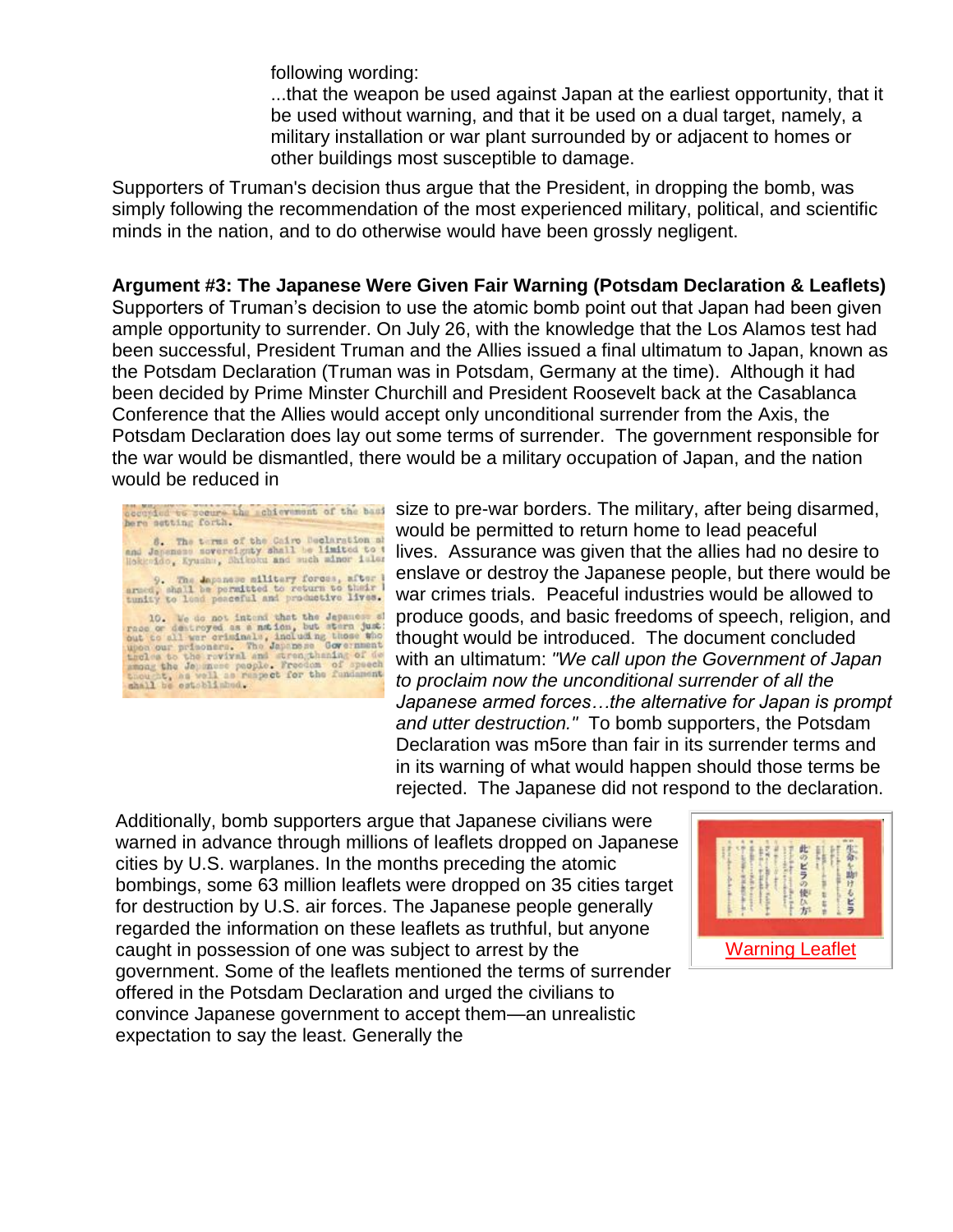following wording:

...that the weapon be used against Japan at the earliest opportunity, that it be used without warning, and that it be used on a dual target, namely, a military installation or war plant surrounded by or adjacent to homes or other buildings most susceptible to damage.

Supporters of Truman's decision thus argue that the President, in dropping the bomb, was simply following the recommendation of the most experienced military, political, and scientific minds in the nation, and to do otherwise would have been grossly negligent.

**Argument #3: The Japanese Were Given Fair Warning (Potsdam Declaration & Leaflets)**

Supporters of Truman's decision to use the atomic bomb point out that Japan had been given ample opportunity to surrender. On July 26, with the knowledge that the Los Alamos test had been successful, President Truman and the Allies issued a final ultimatum to Japan, known as the Potsdam Declaration (Truman was in Potsdam, Germany at the time). Although it had been decided by Prime Minster Churchill and President Roosevelt back at the Casablanca Conference that the Allies would accept only unconditional surrender from the Axis, the Potsdam Declaration does lay out some terms of surrender. The government responsible for the war would be dismantled, there would be a military occupation of Japan, and the nation would be reduced in size to pre-war borders. The military, after being disarmed, would be permitted to return home to lead peaceful lives. Assurance was given that the allies had no desire to enslave or destroy the Japanese people, but there would be war crimes trials. Peaceful industries would be allowed to produce goods, and basic freedoms of speech, religion, and thought would be introduced. The document concluded with an ultimatum: *"We call upon the Government of Japan to proclaim now the unconditional surrender of all the Japanese armed forces…the alternative for Japan is prompt and utter destruction."* To bomb supporters, the Potsdam Declaration was m5ore than fair in its surrender terms and in its warning of what would happen should those terms be rejected. The Japanese did not respond to the declaration.

Additionally, bomb supporters argue that Japanese civilians were warned in advance through millions of leaflets dropped on Japanese cities by U.S. warplanes. In the months preceding the atomic bombings, some 63 million leaflets were dropped on 35 cities target for destruction by U.S. air forces. The Japanese people generally regarded the information on these leaflets as truthful, but anyone caught in possession of one was subject to arrest by the government. Some of the leaflets mentioned the terms of surrender offered in the Potsdam Declaration and urged the civilians to convince Japanese government to accept them—an unrealistic expectation to say the least. Generally the

Warning Leaflet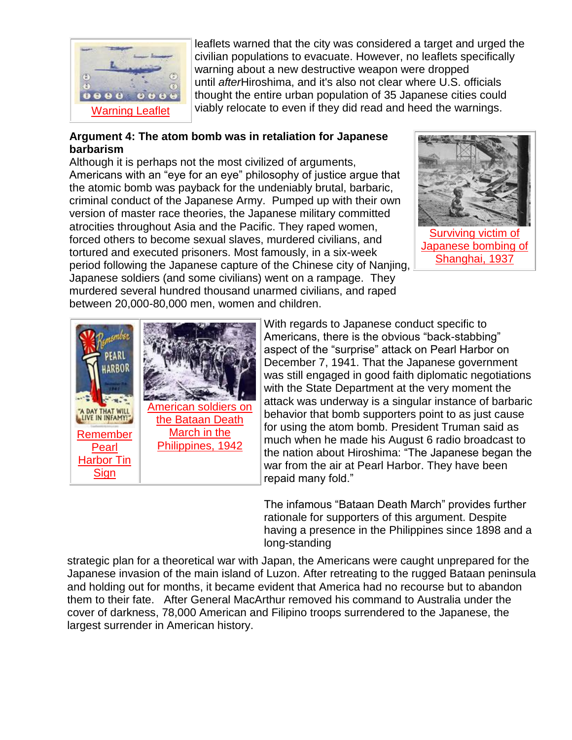leaflets warned that the city was considered a target and urged the civilian populations to evacuate. However, no leaflets specifically warning about a new destructive weapon were dropped until *after*Hiroshima, and it's also not clear where U.S. officials thought the entire urban population of 35 Japanese cities could viably relocate to even if they did read and heed the warnings.

Warning Leaflet

**Argument 4: The atom bomb was in retaliation for Japanese barbarism**

Although it is perhaps not the most civilized of arguments, Americans with an "eye for an eye" philosophy of justice argue that the atomic bomb was payback for the undeniably brutal, barbaric, criminal conduct of the Japanese Army. Pumped up with their own version of master race theories, the Japanese military committed atrocities throughout Asia and the Pacific. They raped women, forced others to become sexual slaves, murdered civilians, and tortured and executed prisoners. Most famously, in a six-week period following the Japanese capture of the Chinese city of Nanjing, Japanese soldiers (and some civilians) went on a rampage. They murdered several hundred thousand unarmed civilians, and raped between 20,000-80,000 men, women and children.

Surviving victim of Japanese bombing of Shanghai, 1937

With regards to Japanese conduct specific to Americans, there is the obvious "back-stabbing" aspect of the "surprise" attack on Pearl Harbor on December 7, 1941. That the Japanese government was still engaged in good faith diplomatic negotiations with the State Department at the very moment the attack was underway is a singular instance of barbaric behavior that bomb supporters point to as just cause for using the atom bomb. President Truman said as much when he made his August 6 radio broadcast to the nation about Hiroshima: "The Japanese began the war from the air at Pearl Harbor. They have been repaid many fold."

Remember Pearl Harbor Tin Sign

American soldiers on the Bataan Death March in the Philippines, 1942

The infamous "Bataan Death March" provides further rationale for supporters of this argument. Despite having a presence in the Philippines since 1898 and a long-standing strategic plan for a theoretical war with Japan, the Americans were caught unprepared for the Japanese invasion of the main island of Luzon. After retreating to the rugged Bataan peninsula and holding out for months, it became evident that America had no recourse but to abandon them to their fate. After General MacArthur removed his command to Australia under the cover of darkness, 78,000 American and Filipino troops surrendered to the Japanese, the largest surrender in American history.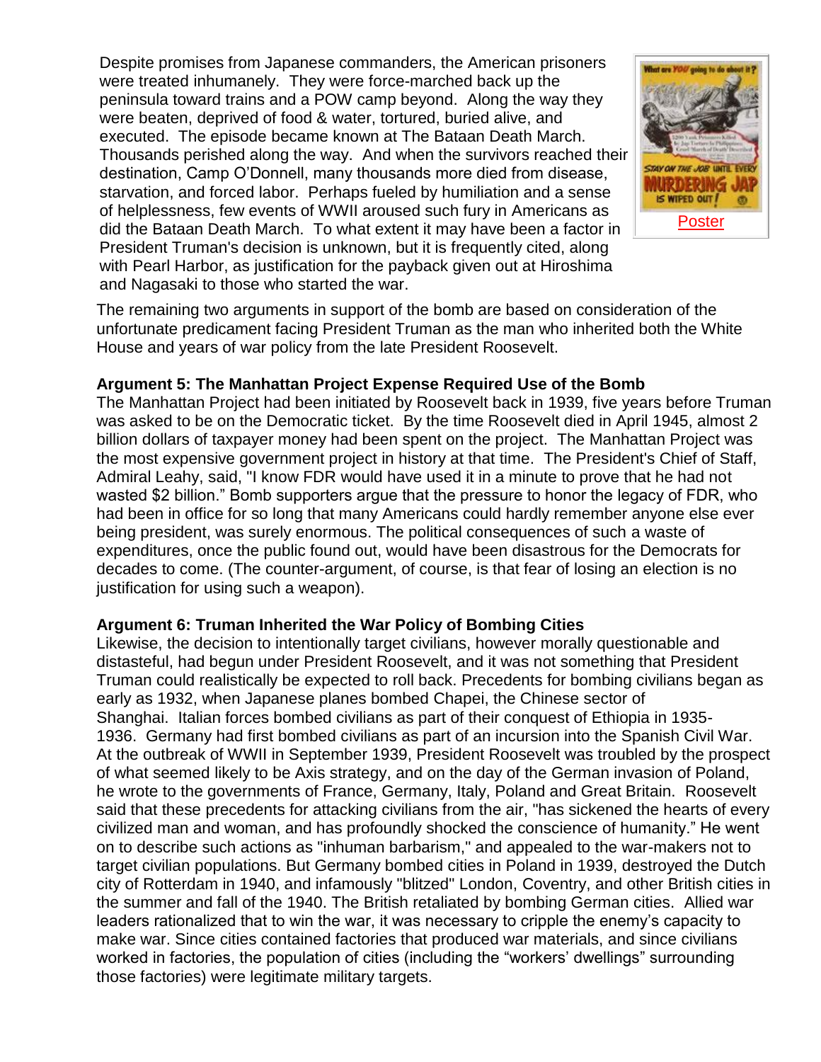Despite promises from Japanese commanders, the American prisoners were treated inhumanely. They were force-marched back up the peninsula toward trains and a POW camp beyond. Along the way they were beaten, deprived of food & water, tortured, buried alive, and executed. The episode became known at The Bataan Death March. Thousands perished along the way. And when the survivors reached their destination, Camp O'Donnell, many thousands more died from disease, starvation, and forced labor. Perhaps fueled by humiliation and a sense of helplessness, few events of WWII aroused such fury in Americans as did the Bataan Death March. To what extent it may have been a factor in President Truman's decision is unknown, but it is frequently cited, along with Pearl Harbor, as justification for the payback given out at Hiroshima and Nagasaki to those who started the war.

Poster

The remaining two arguments in support of the bomb are based on consideration of the unfortunate predicament facing President Truman as the man who inherited both the White House and years of war policy from the late President Roosevelt.

**Argument 5: The Manhattan Project Expense Required Use of the Bomb**

The Manhattan Project had been initiated by Roosevelt back in 1939, five years before Truman was asked to be on the Democratic ticket. By the time Roosevelt died in April 1945, almost 2 billion dollars of taxpayer money had been spent on the project. The Manhattan Project was the most expensive government project in history at that time. The President's Chief of Staff, Admiral Leahy, said, "I know FDR would have used it in a minute to prove that he had not wasted $2 billion." Bomb supporters argue that the pressure to honor the legacy of FDR, who had been in office for so long that many Americans could hardly remember anyone else ever being president, was surely enormous. The political consequences of such a waste of expenditures, once the public found out, would have been disastrous for the Democrats for decades to come. (The counter-argument, of course, is that fear of losing an election is no justification for using such a weapon).

**Argument 6: Truman Inherited the War Policy of Bombing Cities**

Likewise, the decision to intentionally target civilians, however morally questionable and distasteful, had begun under President Roosevelt, and it was not something that President Truman could realistically be expected to roll back. Precedents for bombing civilians began as early as 1932, when Japanese planes bombed Chapei, the Chinese sector of Shanghai. Italian forces bombed civilians as part of their conquest of Ethiopia in 1935-1936. Germany had first bombed civilians as part of an incursion into the Spanish Civil War. At the outbreak of WWII in September 1939, President Roosevelt was troubled by the prospect of what seemed likely to be Axis strategy, and on the day of the German invasion of Poland, he wrote to the governments of France, Germany, Italy, Poland and Great Britain. Roosevelt said that these precedents for attacking civilians from the air, "has sickened the hearts of every civilized man and woman, and has profoundly shocked the conscience of humanity." He went on to describe such actions as "inhuman barbarism," and appealed to the war-makers not to target civilian populations. But Germany bombed cities in Poland in 1939, destroyed the Dutch city of Rotterdam in 1940, and infamously "blitzed" London, Coventry, and other British cities in the summer and fall of the 1940. The British retaliated by bombing German cities. Allied war leaders rationalized that to win the war, it was necessary to cripple the enemy's capacity to make war. Since cities contained factories that produced war materials, and since civilians worked in factories, the population of cities (including the "workers' dwellings" surrounding those factories) were legitimate military targets.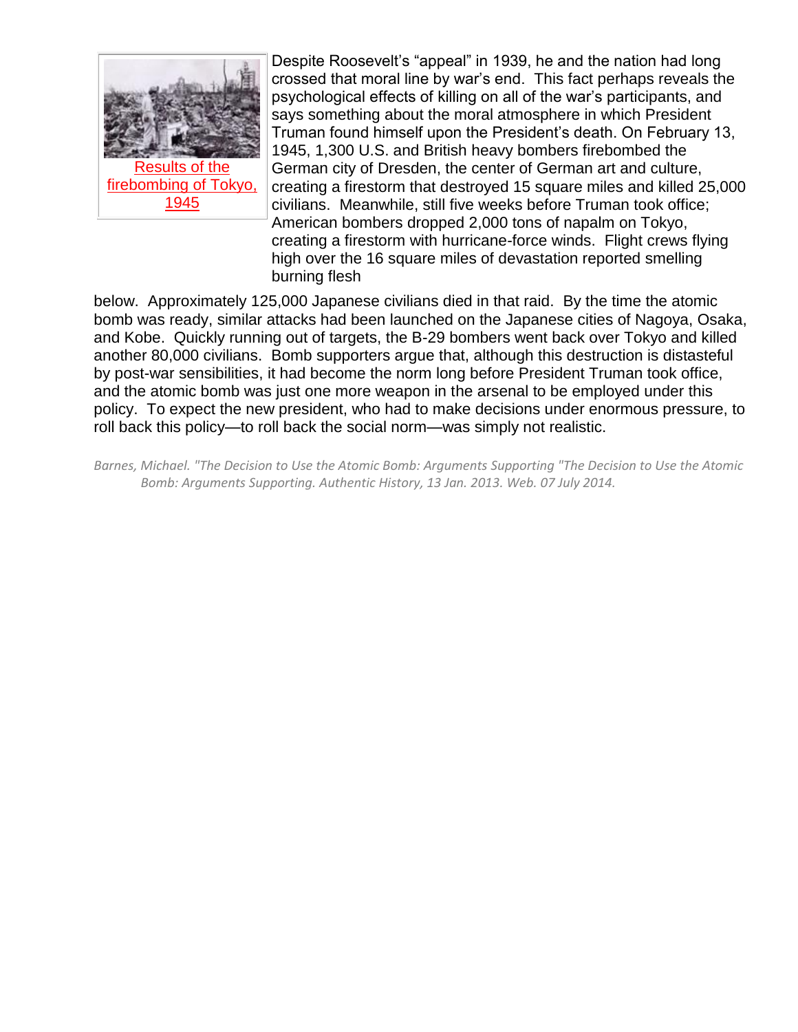Results of the firebombing of Tokyo, 1945

Despite Roosevelt's "appeal" in 1939, he and the nation had long crossed that moral line by war's end. This fact perhaps reveals the psychological effects of killing on all of the war's participants, and says something about the moral atmosphere in which President Truman found himself upon the President's death. On February 13, 1945, 1,300 U.S. and British heavy bombers firebombed the German city of Dresden, the center of German art and culture, creating a firestorm that destroyed 15 square miles and killed 25,000 civilians. Meanwhile, still five weeks before Truman took office; American bombers dropped 2,000 tons of napalm on Tokyo, creating a firestorm with hurricane-force winds. Flight crews flying high over the 16 square miles of devastation reported smelling burning flesh below. Approximately 125,000 Japanese civilians died in that raid. By the time the atomic bomb was ready, similar attacks had been launched on the Japanese cities of Nagoya, Osaka, and Kobe. Quickly running out of targets, the B-29 bombers went back over Tokyo and killed another 80,000 civilians. Bomb supporters argue that, although this destruction is distasteful by post-war sensibilities, it had become the norm long before President Truman took office, and the atomic bomb was just one more weapon in the arsenal to be employed under this policy. To expect the new president, who had to make decisions under enormous pressure, to roll back this policy—to roll back the social norm—was simply not realistic.

*Barnes, Michael. "The Decision to Use the Atomic Bomb: Arguments Supporting "The Decision to Use the Atomic Bomb: Arguments Supporting. Authentic History, 13 Jan. 2013. Web. 07 July 2014.*